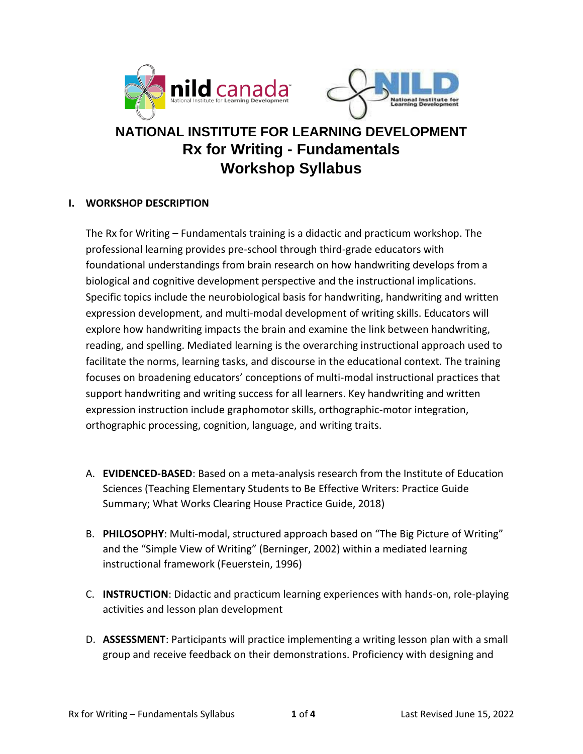# NATIONAL INSTITUTE FOR LEARNING DEVELOPMENT
# Rx for Writing - Fundamentals
# Workshop Syllabus

## I. WORKSHOP DESCRIPTION

The Rx for Writing – Fundamentals training is a didactic and practicum workshop. The professional learning provides pre-school through third-grade educators with foundational understandings from brain research on how handwriting develops from a biological and cognitive development perspective and the instructional implications. Specific topics include the neurobiological basis for handwriting, handwriting and written expression development, and multi-modal development of writing skills. Educators will explore how handwriting impacts the brain and examine the link between handwriting, reading, and spelling. Mediated learning is the overarching instructional approach used to facilitate the norms, learning tasks, and discourse in the educational context. The training focuses on broadening educators' conceptions of multi-modal instructional practices that support handwriting and writing success for all learners. Key handwriting and written expression instruction include graphomotor skills, orthographic-motor integration, orthographic processing, cognition, language, and writing traits.

A. **EVIDENCED-BASED**: Based on a meta-analysis research from the Institute of Education Sciences (Teaching Elementary Students to Be Effective Writers: Practice Guide Summary; What Works Clearing House Practice Guide, 2018)

B. **PHILOSOPHY**: Multi-modal, structured approach based on "The Big Picture of Writing" and the "Simple View of Writing" (Berninger, 2002) within a mediated learning instructional framework (Feuerstein, 1996)

C. **INSTRUCTION**: Didactic and practicum learning experiences with hands-on, role-playing activities and lesson plan development

D. **ASSESSMENT**: Participants will practice implementing a writing lesson plan with a small group and receive feedback on their demonstrations. Proficiency with designing and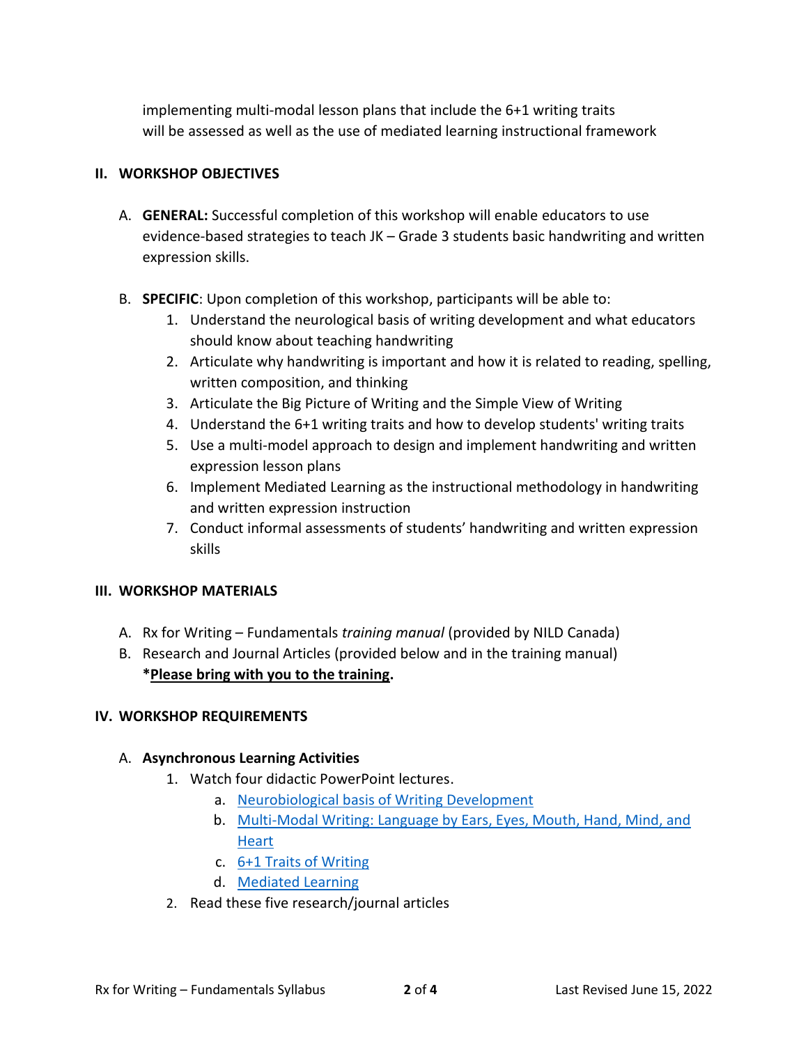implementing multi-modal lesson plans that include the 6+1 writing traits will be assessed as well as the use of mediated learning instructional framework

## II. WORKSHOP OBJECTIVES

A. **GENERAL:** Successful completion of this workshop will enable educators to use evidence-based strategies to teach JK – Grade 3 students basic handwriting and written expression skills.

B. **SPECIFIC**: Upon completion of this workshop, participants will be able to:

1. Understand the neurological basis of writing development and what educators should know about teaching handwriting
2. Articulate why handwriting is important and how it is related to reading, spelling, written composition, and thinking
3. Articulate the Big Picture of Writing and the Simple View of Writing
4. Understand the 6+1 writing traits and how to develop students' writing traits
5. Use a multi-model approach to design and implement handwriting and written expression lesson plans
6. Implement Mediated Learning as the instructional methodology in handwriting and written expression instruction
7. Conduct informal assessments of students' handwriting and written expression skills

## III. WORKSHOP MATERIALS

A. Rx for Writing – Fundamentals *training manual* (provided by NILD Canada)

B. Research and Journal Articles (provided below and in the training manual)
***Please bring with you to the training**.

## IV. WORKSHOP REQUIREMENTS

A. **Asynchronous Learning Activities**

1. Watch four didactic PowerPoint lectures.
   a. Neurobiological basis of Writing Development
   b. Multi-Modal Writing: Language by Ears, Eyes, Mouth, Hand, Mind, and Heart
   c. 6+1 Traits of Writing
   d. Mediated Learning
2. Read these five research/journal articles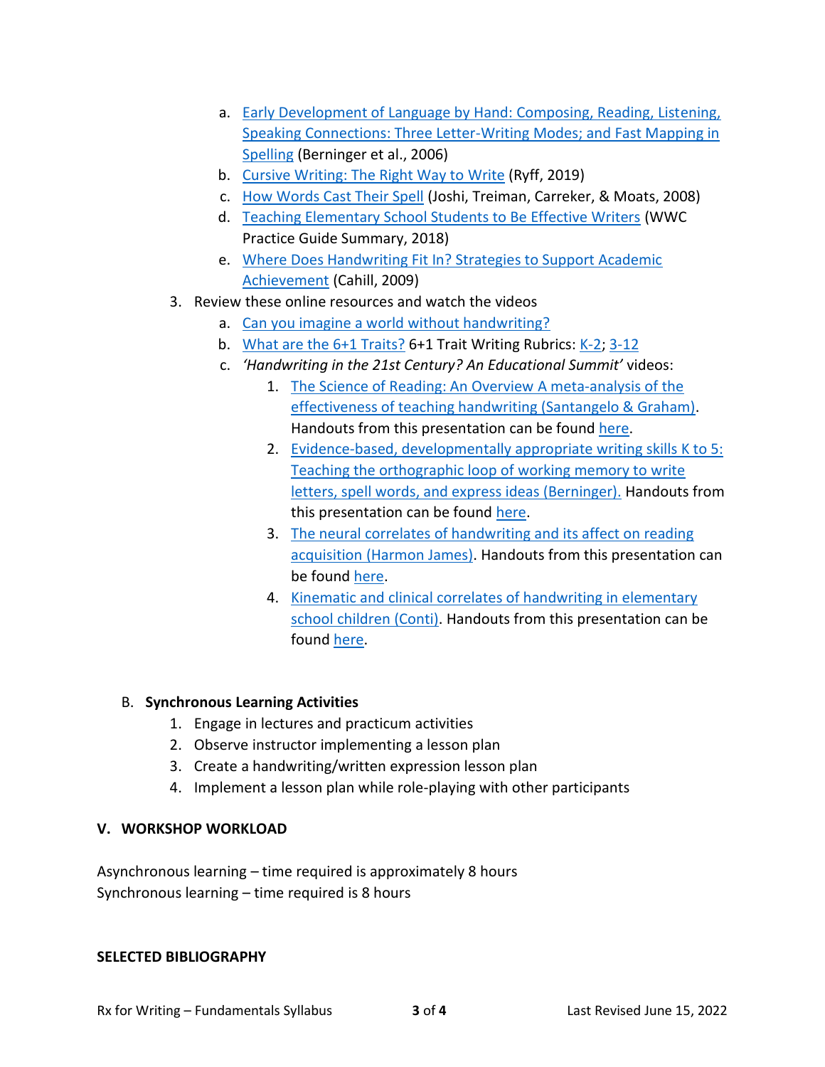a. Early Development of Language by Hand: Composing, Reading, Listening, Speaking Connections: Three Letter-Writing Modes; and Fast Mapping in Spelling (Berninger et al., 2006)
   b. Cursive Writing: The Right Way to Write (Ryff, 2019)
   c. How Words Cast Their Spell (Joshi, Treiman, Carreker, & Moats, 2008)
   d. Teaching Elementary School Students to Be Effective Writers (WWC Practice Guide Summary, 2018)
   e. Where Does Handwriting Fit In? Strategies to Support Academic Achievement (Cahill, 2009)

3. Review these online resources and watch the videos
   a. Can you imagine a world without handwriting?
   b. What are the 6+1 Traits? 6+1 Trait Writing Rubrics: K-2; 3-12
   c. *'Handwriting in the 21st Century? An Educational Summit'* videos:
      1. The Science of Reading: An Overview A meta-analysis of the effectiveness of teaching handwriting (Santangelo & Graham). Handouts from this presentation can be found here.
      2. Evidence-based, developmentally appropriate writing skills K to 5: Teaching the orthographic loop of working memory to write letters, spell words, and express ideas (Berninger). Handouts from this presentation can be found here.
      3. The neural correlates of handwriting and its affect on reading acquisition (Harmon James). Handouts from this presentation can be found here.
      4. Kinematic and clinical correlates of handwriting in elementary school children (Conti). Handouts from this presentation can be found here.

### B. **Synchronous Learning Activities**

1. Engage in lectures and practicum activities
2. Observe instructor implementing a lesson plan
3. Create a handwriting/written expression lesson plan
4. Implement a lesson plan while role-playing with other participants

## V. WORKSHOP WORKLOAD

Asynchronous learning – time required is approximately 8 hours
Synchronous learning – time required is 8 hours

## SELECTED BIBLIOGRAPHY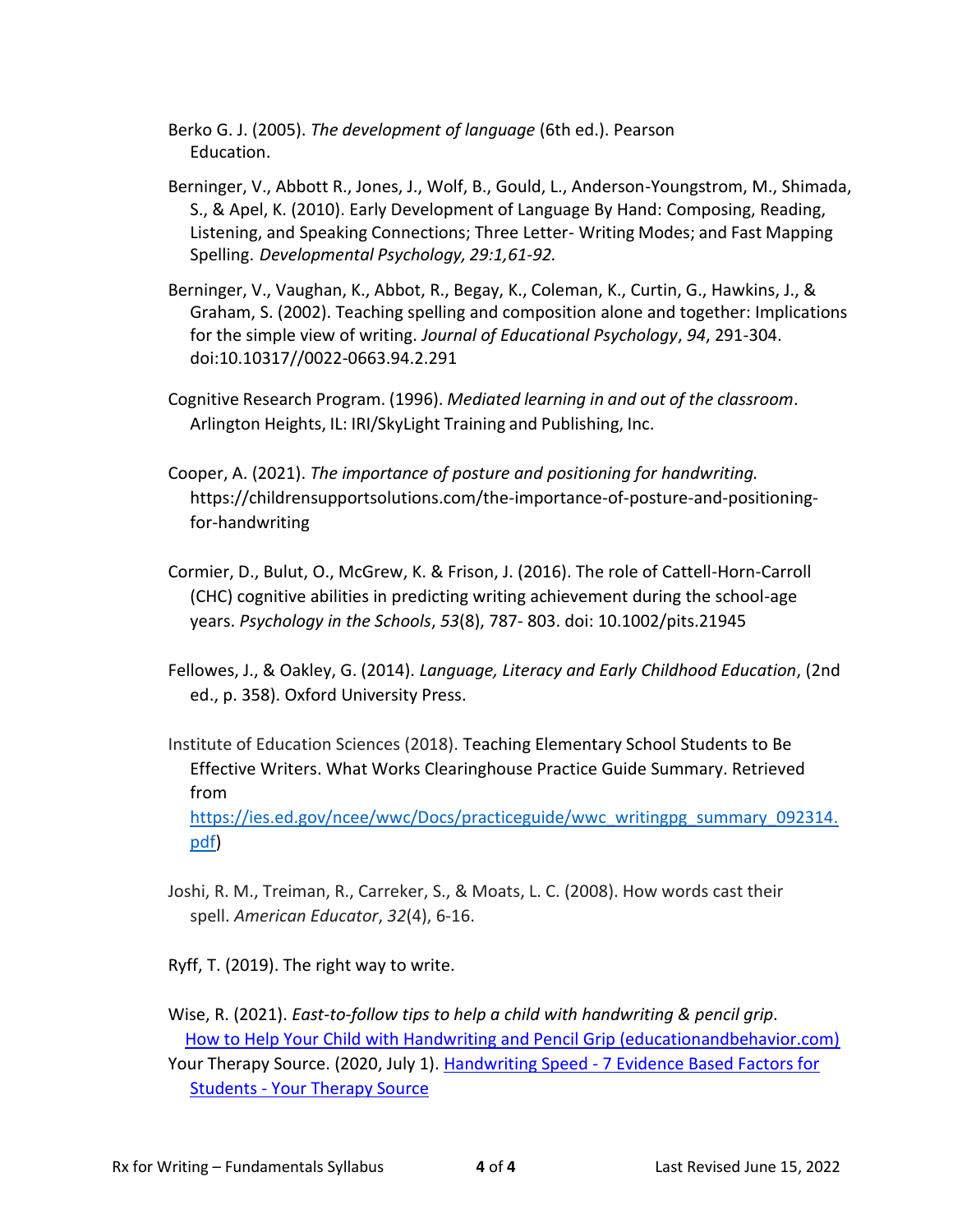Berko G. J. (2005). *The development of language* (6th ed.). Pearson Education.

Berninger, V., Abbott R., Jones, J., Wolf, B., Gould, L., Anderson-Youngstrom, M., Shimada, S., & Apel, K. (2010). Early Development of Language By Hand: Composing, Reading, Listening, and Speaking Connections; Three Letter- Writing Modes; and Fast Mapping Spelling. *Developmental Psychology, 29:1,61-92.*

Berninger, V., Vaughan, K., Abbot, R., Begay, K., Coleman, K., Curtin, G., Hawkins, J., & Graham, S. (2002). Teaching spelling and composition alone and together: Implications for the simple view of writing. *Journal of Educational Psychology*, *94*, 291-304. doi:10.10317//0022-0663.94.2.291

Cognitive Research Program. (1996). *Mediated learning in and out of the classroom*. Arlington Heights, IL: IRI/SkyLight Training and Publishing, Inc.

Cooper, A. (2021). *The importance of posture and positioning for handwriting.* https://childrensupportsolutions.com/the-importance-of-posture-and-positioning-for-handwriting

Cormier, D., Bulut, O., McGrew, K. & Frison, J. (2016). The role of Cattell-Horn-Carroll (CHC) cognitive abilities in predicting writing achievement during the school-age years. *Psychology in the Schools*, *53*(8), 787- 803. doi: 10.1002/pits.21945

Fellowes, J., & Oakley, G. (2014). *Language, Literacy and Early Childhood Education*, (2nd ed., p. 358). Oxford University Press.

Institute of Education Sciences (2018). Teaching Elementary School Students to Be Effective Writers. What Works Clearinghouse Practice Guide Summary. Retrieved from [https://ies.ed.gov/ncee/wwc/Docs/practiceguide/wwc_writingpg_summary_092314.pdf](https://ies.ed.gov/ncee/wwc/Docs/practiceguide/wwc_writingpg_summary_092314.pdf))

Joshi, R. M., Treiman, R., Carreker, S., & Moats, L. C. (2008). How words cast their spell. *American Educator*, *32*(4), 6-16.

Ryff, T. (2019). The right way to write.

Wise, R. (2021). *East-to-follow tips to help a child with handwriting & pencil grip.* How to Help Your Child with Handwriting and Pencil Grip (educationandbehavior.com)

Your Therapy Source. (2020, July 1). Handwriting Speed - 7 Evidence Based Factors for Students - Your Therapy Source